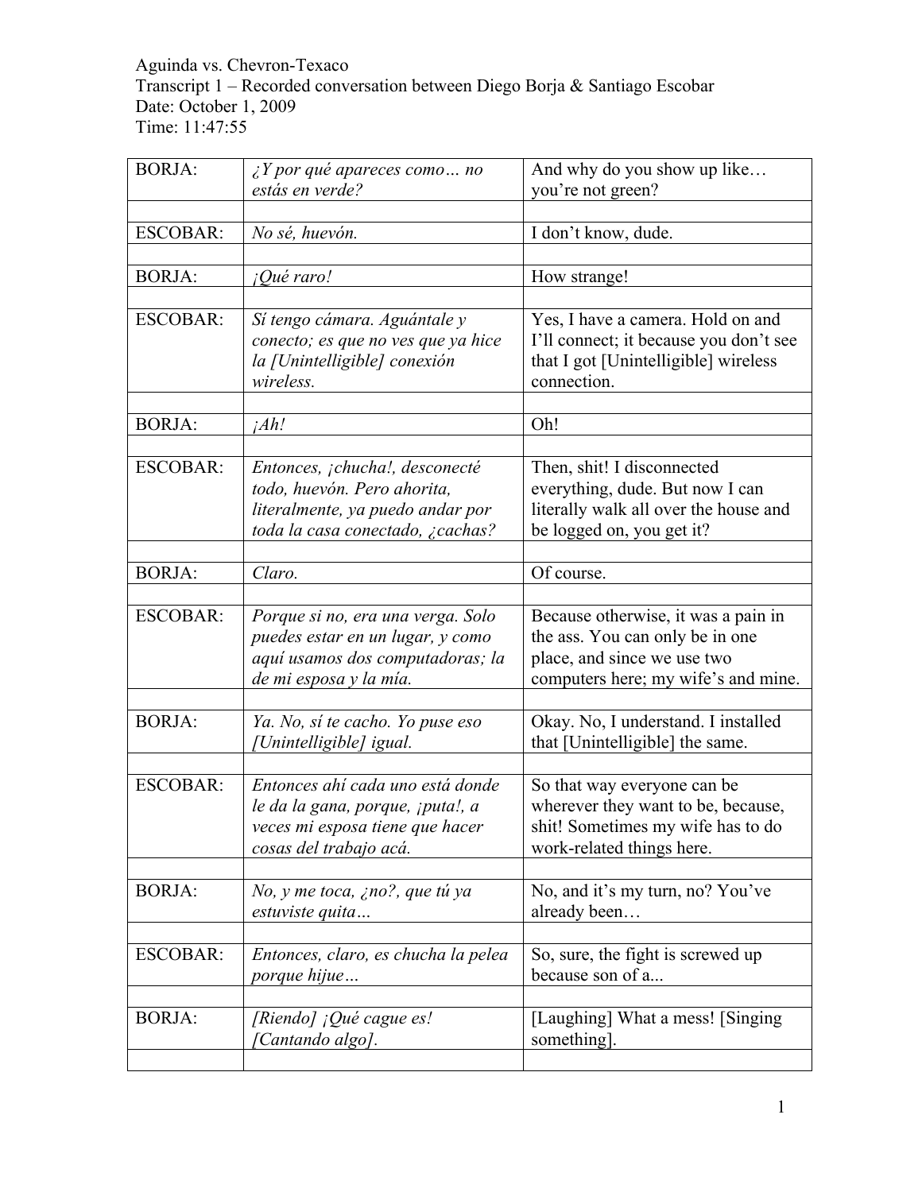Aguinda vs. Chevron-Texaco
Transcript 1 – Recorded conversation between Diego Borja & Santiago Escobar
Date: October 1, 2009
Time: 11:47:55

| | | |
|---|---|---|
| BORJA: | *¿Y por qué apareces como… no estás en verde?* | And why do you show up like… you're not green? |
| | | |
| ESCOBAR: | *No sé, huevón.* | I don't know, dude. |
| | | |
| BORJA: | *¡Qué raro!* | How strange! |
| | | |
| ESCOBAR: | *Sí tengo cámara. Aguántale y conecto; es que no ves que ya hice la [Unintelligible] conexión wireless.* | Yes, I have a camera. Hold on and I'll connect; it because you don't see that I got [Unintelligible] wireless connection. |
| | | |
| BORJA: | *¡Ah!* | Oh! |
| | | |
| ESCOBAR: | *Entonces, ¡chucha!, desconecté todo, huevón. Pero ahorita, literalmente, ya puedo andar por toda la casa conectado, ¿cachas?* | Then, shit! I disconnected everything, dude. But now I can literally walk all over the house and be logged on, you get it? |
| | | |
| BORJA: | *Claro.* | Of course. |
| | | |
| ESCOBAR: | *Porque si no, era una verga. Solo puedes estar en un lugar, y como aquí usamos dos computadoras; la de mi esposa y la mía.* | Because otherwise, it was a pain in the ass. You can only be in one place, and since we use two computers here; my wife's and mine. |
| | | |
| BORJA: | *Ya. No, sí te cacho. Yo puse eso [Unintelligible] igual.* | Okay. No, I understand. I installed that [Unintelligible] the same. |
| | | |
| ESCOBAR: | *Entonces ahí cada uno está donde le da la gana, porque, ¡puta!, a veces mi esposa tiene que hacer cosas del trabajo acá.* | So that way everyone can be wherever they want to be, because, shit! Sometimes my wife has to do work-related things here. |
| | | |
| BORJA: | *No, y me toca, ¿no?, que tú ya estuviste quita…* | No, and it's my turn, no? You've already been… |
| | | |
| ESCOBAR: | *Entonces, claro, es chucha la pelea porque hijue…* | So, sure, the fight is screwed up because son of a... |
| | | |
| BORJA: | *[Riendo] ¡Qué cague es! [Cantando algo].* | [Laughing] What a mess! [Singing something]. |
| | | |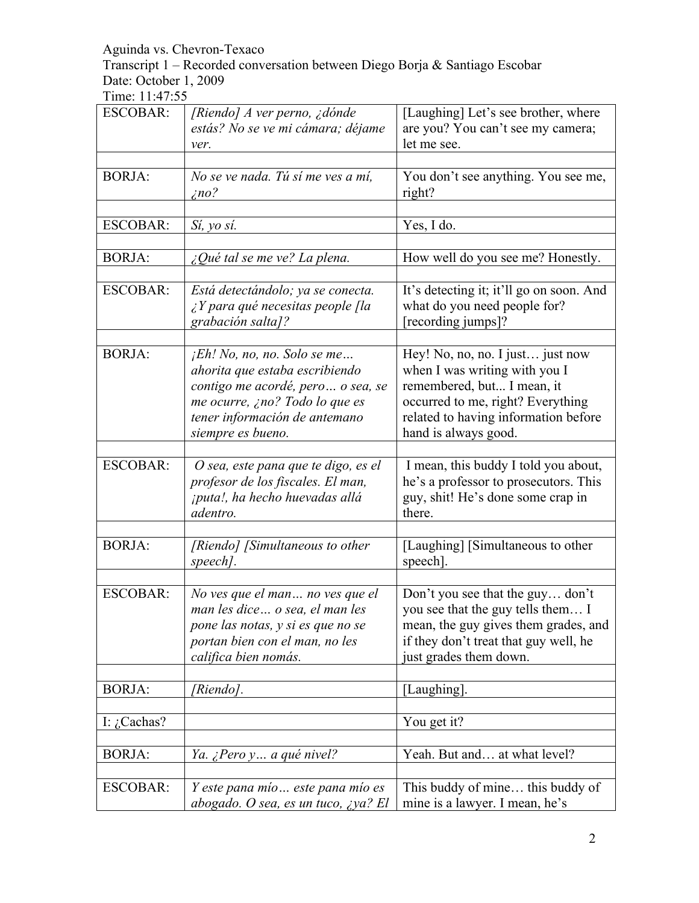Aguinda vs. Chevron-Texaco
Transcript 1 – Recorded conversation between Diego Borja & Santiago Escobar
Date: October 1, 2009
Time: 11:47:55

| | | |
|---|---|---|
| ESCOBAR: | *[Riendo] A ver perno, ¿dónde estás? No se ve mi cámara; déjame ver.* | [Laughing] Let's see brother, where are you? You can't see my camera; let me see. |
| | | |
| BORJA: | *No se ve nada. Tú sí me ves a mí, ¿no?* | You don't see anything. You see me, right? |
| | | |
| ESCOBAR: | *Sí, yo sí.* | Yes, I do. |
| | | |
| BORJA: | *¿Qué tal se me ve? La plena.* | How well do you see me? Honestly. |
| | | |
| ESCOBAR: | *Está detectándolo; ya se conecta. ¿Y para qué necesitas people [la grabación salta]?* | It's detecting it; it'll go on soon. And what do you need people for? [recording jumps]? |
| | | |
| BORJA: | *¡Eh! No, no, no. Solo se me… ahorita que estaba escribiendo contigo me acordé, pero… o sea, se me ocurre, ¿no? Todo lo que es tener información de antemano siempre es bueno.* | Hey! No, no, no. I just… just now when I was writing with you I remembered, but... I mean, it occurred to me, right? Everything related to having information before hand is always good. |
| | | |
| ESCOBAR: | *O sea, este pana que te digo, es el profesor de los fiscales. El man, ¡puta!, ha hecho huevadas allá adentro.* | I mean, this buddy I told you about, he's a professor to prosecutors. This guy, shit! He's done some crap in there. |
| | | |
| BORJA: | *[Riendo] [Simultaneous to other speech].* | [Laughing] [Simultaneous to other speech]. |
| | | |
| ESCOBAR: | *No ves que el man… no ves que el man les dice… o sea, el man les pone las notas, y si es que no se portan bien con el man, no les califica bien nomás.* | Don't you see that the guy… don't you see that the guy tells them… I mean, the guy gives them grades, and if they don't treat that guy well, he just grades them down. |
| | | |
| BORJA: | *[Riendo].* | [Laughing]. |
| | | |
| I: ¿Cachas? | | You get it? |
| | | |
| BORJA: | *Ya. ¿Pero y… a qué nivel?* | Yeah. But and… at what level? |
| | | |
| ESCOBAR: | *Y este pana mío… este pana mío es abogado. O sea, es un tuco, ¿ya? El* | This buddy of mine… this buddy of mine is a lawyer. I mean, he's |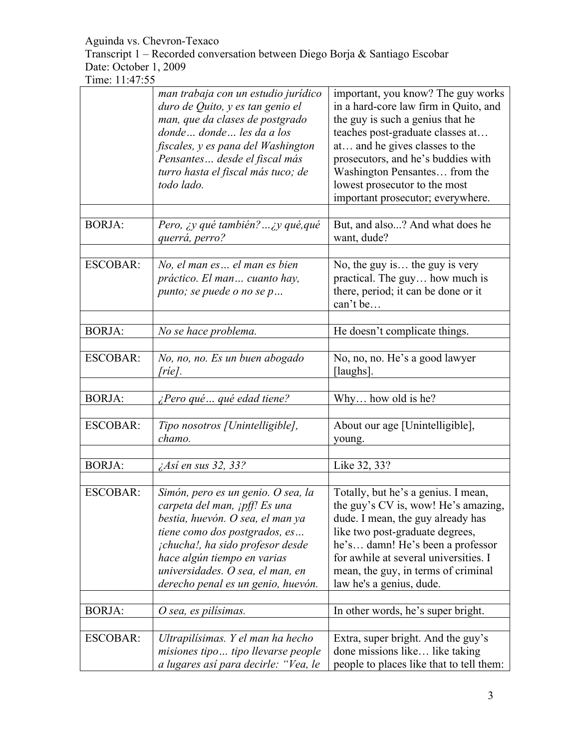| | | |
|---|---|---|
| | *man trabaja con un estudio jurídico duro de Quito, y es tan genio el man, que da clases de postgrado donde… donde… les da a los fiscales, y es pana del Washington Pensantes… desde el fiscal más turro hasta el fiscal más tuco; de todo lado.* | important, you know? The guy works in a hard-core law firm in Quito, and the guy is such a genius that he teaches post-graduate classes at… at… and he gives classes to the prosecutors, and he's buddies with Washington Pensantes… from the lowest prosecutor to the most important prosecutor; everywhere. |
| | | |
| BORJA: | *Pero, ¿y qué también?…¿y qué,qué querrá, perro?* | But, and also...? And what does he want, dude? |
| | | |
| ESCOBAR: | *No, el man es… el man es bien práctico. El man… cuanto hay, punto; se puede o no se p…* | No, the guy is… the guy is very practical. The guy… how much is there, period; it can be done or it can't be… |
| | | |
| BORJA: | *No se hace problema.* | He doesn't complicate things. |
| | | |
| ESCOBAR: | *No, no, no. Es un buen abogado [ríe].* | No, no, no. He's a good lawyer [laughs]. |
| | | |
| BORJA: | *¿Pero qué… qué edad tiene?* | Why… how old is he? |
| | | |
| ESCOBAR: | *Tipo nosotros [Unintelligible], chamo.* | About our age [Unintelligible], young. |
| | | |
| BORJA: | *¿Así en sus 32, 33?* | Like 32, 33? |
| | | |
| ESCOBAR: | *Simón, pero es un genio. O sea, la carpeta del man, ¡pff! Es una bestia, huevón. O sea, el man ya tiene como dos postgrados, es… ¡chucha!, ha sido profesor desde hace algún tiempo en varias universidades. O sea, el man, en derecho penal es un genio, huevón.* | Totally, but he's a genius. I mean, the guy's CV is, wow! He's amazing, dude. I mean, the guy already has like two post-graduate degrees, he's… damn! He's been a professor for awhile at several universities. I mean, the guy, in terms of criminal law he's a genius, dude. |
| | | |
| BORJA: | *O sea, es pilísimas.* | In other words, he's super bright. |
| | | |
| ESCOBAR: | *Ultrapilísimas. Y el man ha hecho misiones tipo… tipo llevarse people a lugares así para decirle: "Vea, le* | Extra, super bright. And the guy's done missions like… like taking people to places like that to tell them: |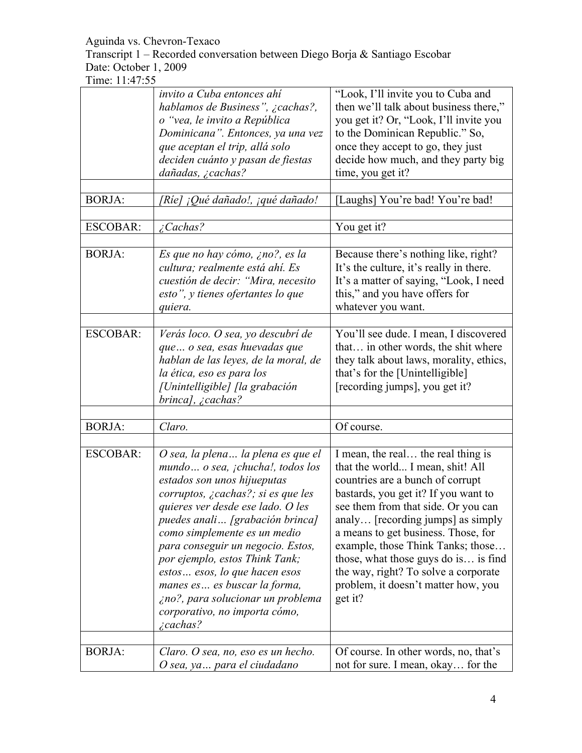Aguinda vs. Chevron-Texaco
Transcript 1 – Recorded conversation between Diego Borja & Santiago Escobar
Date: October 1, 2009
Time: 11:47:55

| | | |
|---|---|---|
| | *invito a Cuba entonces ahí hablamos de Business", ¿cachas?, o "vea, le invito a República Dominicana". Entonces, ya una vez que aceptan el trip, allá solo deciden cuánto y pasan de fiestas dañadas, ¿cachas?* | "Look, I'll invite you to Cuba and then we'll talk about business there," you get it? Or, "Look, I'll invite you to the Dominican Republic." So, once they accept to go, they just decide how much, and they party big time, you get it? |
| | | |
| BORJA: | *[Ríe] ¡Qué dañado!, ¡qué dañado!* | [Laughs] You're bad! You're bad! |
| | | |
| ESCOBAR: | *¿Cachas?* | You get it? |
| | | |
| BORJA: | *Es que no hay cómo, ¿no?, es la cultura; realmente está ahí. Es cuestión de decir: "Mira, necesito esto", y tienes ofertantes lo que quiera.* | Because there's nothing like, right? It's the culture, it's really in there. It's a matter of saying, "Look, I need this," and you have offers for whatever you want. |
| | | |
| ESCOBAR: | *Verás loco. O sea, yo descubrí de que… o sea, esas huevadas que hablan de las leyes, de la moral, de la ética, eso es para los [Unintelligible] [la grabación brinca], ¿cachas?* | You'll see dude. I mean, I discovered that… in other words, the shit where they talk about laws, morality, ethics, that's for the [Unintelligible] [recording jumps], you get it? |
| | | |
| BORJA: | *Claro.* | Of course. |
| | | |
| ESCOBAR: | *O sea, la plena… la plena es que el mundo… o sea, ¡chucha!, todos los estados son unos hijueputas corruptos, ¿cachas?; si es que les quieres ver desde ese lado. O les puedes anali… [grabación brinca] como simplemente es un medio para conseguir un negocio. Estos, por ejemplo, estos Think Tank; estos… esos, lo que hacen esos manes es… es buscar la forma, ¿no?, para solucionar un problema corporativo, no importa cómo, ¿cachas?* | I mean, the real… the real thing is that the world... I mean, shit! All countries are a bunch of corrupt bastards, you get it? If you want to see them from that side. Or you can analy… [recording jumps] as simply a means to get business. Those, for example, those Think Tanks; those… those, what those guys do is… is find the way, right? To solve a corporate problem, it doesn't matter how, you get it? |
| | | |
| BORJA: | *Claro. O sea, no, eso es un hecho. O sea, ya… para el ciudadano* | Of course. In other words, no, that's not for sure. I mean, okay… for the |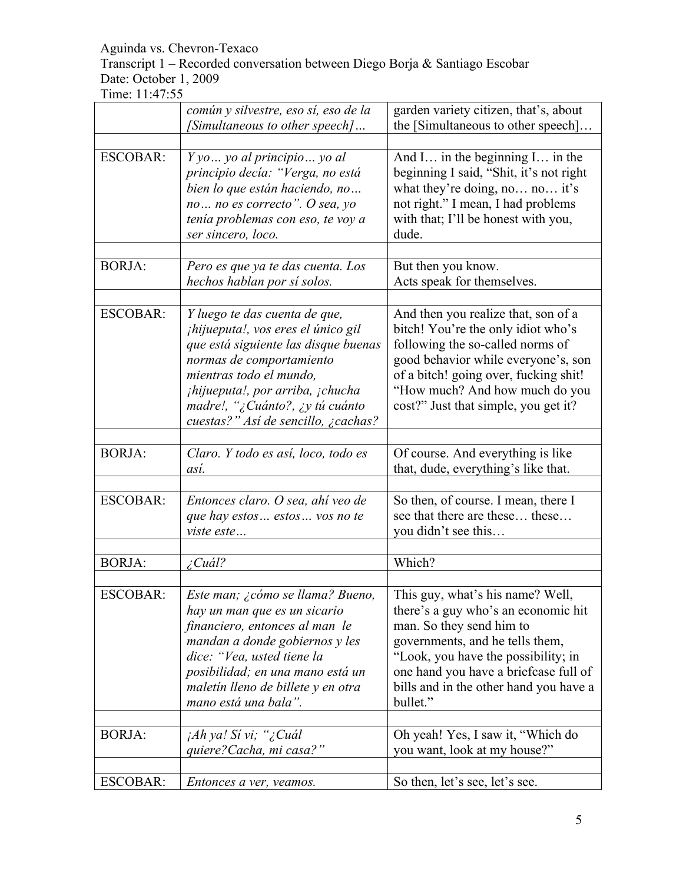| | | |
|---|---|---|
| | *común y silvestre, eso sí, eso de la [Simultaneous to other speech]…* | garden variety citizen, that's, about the [Simultaneous to other speech]… |
| | | |
| ESCOBAR: | *Y yo… yo al principio… yo al principio decía: "Verga, no está bien lo que están haciendo, no… no… no es correcto". O sea, yo tenía problemas con eso, te voy a ser sincero, loco.* | And I… in the beginning I… in the beginning I said, "Shit, it's not right what they're doing, no… no… it's not right." I mean, I had problems with that; I'll be honest with you, dude. |
| | | |
| BORJA: | *Pero es que ya te das cuenta. Los hechos hablan por sí solos.* | But then you know. Acts speak for themselves. |
| | | |
| ESCOBAR: | *Y luego te das cuenta de que, ¡hijueputa!, vos eres el único gil que está siguiente las disque buenas normas de comportamiento mientras todo el mundo, ¡hijueputa!, por arriba, ¡chucha madre!, "¿Cuánto?, ¿y tú cuánto cuestas?" Así de sencillo, ¿cachas?* | And then you realize that, son of a bitch! You're the only idiot who's following the so-called norms of good behavior while everyone's, son of a bitch! going over, fucking shit! "How much? And how much do you cost?" Just that simple, you get it? |
| | | |
| BORJA: | *Claro. Y todo es así, loco, todo es así.* | Of course. And everything is like that, dude, everything's like that. |
| | | |
| ESCOBAR: | *Entonces claro. O sea, ahí veo de que hay estos… estos… vos no te viste este…* | So then, of course. I mean, there I see that there are these… these… you didn't see this… |
| | | |
| BORJA: | *¿Cuál?* | Which? |
| | | |
| ESCOBAR: | *Este man; ¿cómo se llama? Bueno, hay un man que es un sicario financiero, entonces al man le mandan a donde gobiernos y les dice: "Vea, usted tiene la posibilidad; en una mano está un maletín lleno de billete y en otra mano está una bala".* | This guy, what's his name? Well, there's a guy who's an economic hit man. So they send him to governments, and he tells them, "Look, you have the possibility; in one hand you have a briefcase full of bills and in the other hand you have a bullet." |
| | | |
| BORJA: | *¡Ah ya! Sí vi; "¿Cuál quiere?Cacha, mi casa?"* | Oh yeah! Yes, I saw it, "Which do you want, look at my house?" |
| | | |
| ESCOBAR: | *Entonces a ver, veamos.* | So then, let's see, let's see. |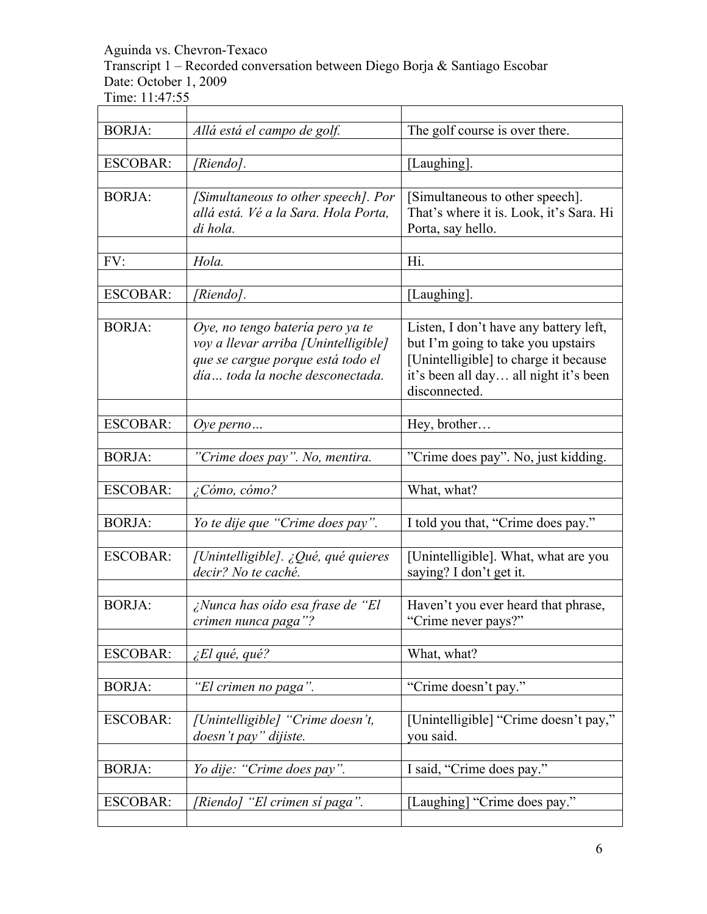Aguinda vs. Chevron-Texaco
Transcript 1 – Recorded conversation between Diego Borja & Santiago Escobar
Date: October 1, 2009
Time: 11:47:55

| | | |
|---|---|---|
| BORJA: | *Allá está el campo de golf.* | The golf course is over there. |
| | | |
| ESCOBAR: | *[Riendo].* | [Laughing]. |
| | | |
| BORJA: | *[Simultaneous to other speech]. Por allá está. Vé a la Sara. Hola Porta, di hola.* | [Simultaneous to other speech]. That's where it is. Look, it's Sara. Hi Porta, say hello. |
| | | |
| FV: | *Hola.* | Hi. |
| | | |
| ESCOBAR: | *[Riendo].* | [Laughing]. |
| | | |
| BORJA: | *Oye, no tengo batería pero ya te voy a llevar arriba [Unintelligible] que se cargue porque está todo el día… toda la noche desconectada.* | Listen, I don't have any battery left, but I'm going to take you upstairs [Unintelligible] to charge it because it's been all day… all night it's been disconnected. |
| | | |
| ESCOBAR: | *Oye perno…* | Hey, brother… |
| | | |
| BORJA: | *"Crime does pay". No, mentira.* | "Crime does pay". No, just kidding. |
| | | |
| ESCOBAR: | *¿Cómo, cómo?* | What, what? |
| | | |
| BORJA: | *Yo te dije que "Crime does pay".* | I told you that, "Crime does pay." |
| | | |
| ESCOBAR: | *[Unintelligible]. ¿Qué, qué quieres decir? No te caché.* | [Unintelligible]. What, what are you saying? I don't get it. |
| | | |
| BORJA: | *¿Nunca has oído esa frase de "El crimen nunca paga"?* | Haven't you ever heard that phrase, "Crime never pays?" |
| | | |
| ESCOBAR: | *¿El qué, qué?* | What, what? |
| | | |
| BORJA: | *"El crimen no paga".* | "Crime doesn't pay." |
| | | |
| ESCOBAR: | *[Unintelligible] "Crime doesn't, doesn't pay" dijiste.* | [Unintelligible] "Crime doesn't pay," you said. |
| | | |
| BORJA: | *Yo dije: "Crime does pay".* | I said, "Crime does pay." |
| | | |
| ESCOBAR: | *[Riendo] "El crimen sí paga".* | [Laughing] "Crime does pay." |
| | | |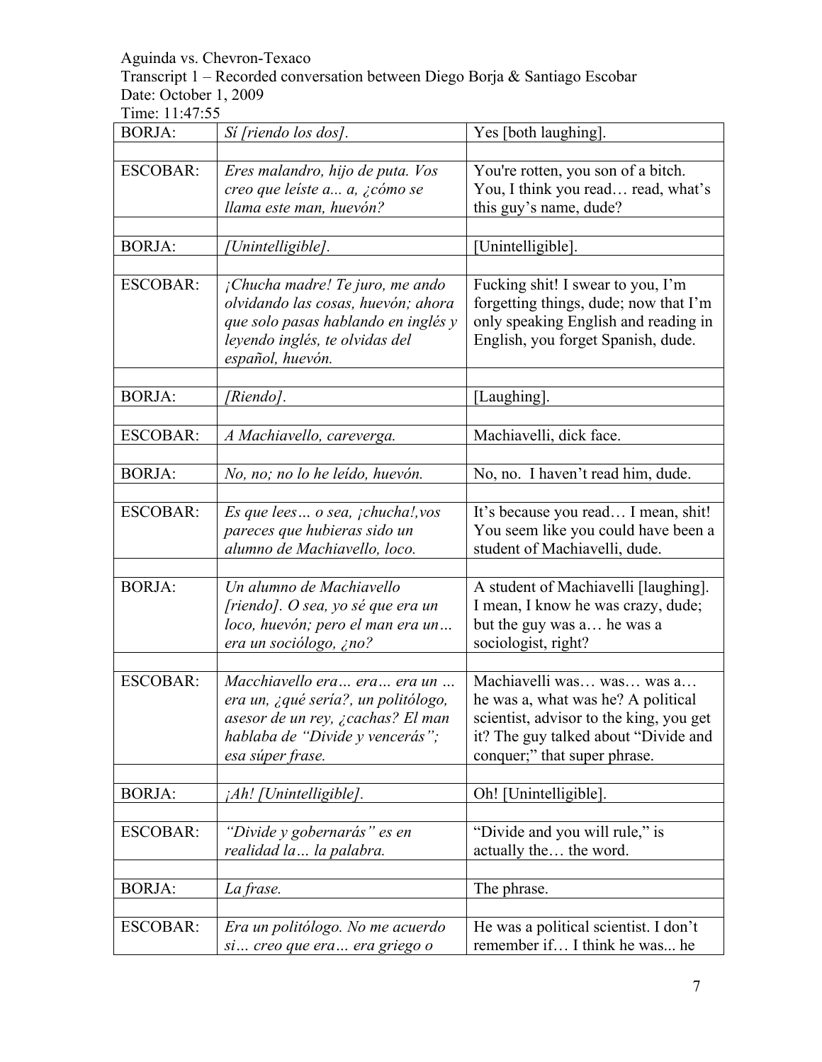Aguinda vs. Chevron-Texaco
Transcript 1 – Recorded conversation between Diego Borja & Santiago Escobar
Date: October 1, 2009
Time: 11:47:55

| | | |
|---|---|---|
| BORJA: | *Sí [riendo los dos].* | Yes [both laughing]. |
| | | |
| ESCOBAR: | *Eres malandro, hijo de puta. Vos creo que leíste a... a, ¿cómo se llama este man, huevón?* | You're rotten, you son of a bitch. You, I think you read… read, what's this guy's name, dude? |
| | | |
| BORJA: | *[Unintelligible].* | [Unintelligible]. |
| | | |
| ESCOBAR: | *¡Chucha madre! Te juro, me ando olvidando las cosas, huevón; ahora que solo pasas hablando en inglés y leyendo inglés, te olvidas del español, huevón.* | Fucking shit! I swear to you, I'm forgetting things, dude; now that I'm only speaking English and reading in English, you forget Spanish, dude. |
| | | |
| BORJA: | *[Riendo].* | [Laughing]. |
| | | |
| ESCOBAR: | *A Machiavello, careverga.* | Machiavelli, dick face. |
| | | |
| BORJA: | *No, no; no lo he leído, huevón.* | No, no. I haven't read him, dude. |
| | | |
| ESCOBAR: | *Es que lees… o sea, ¡chucha!,vos pareces que hubieras sido un alumno de Machiavello, loco.* | It's because you read… I mean, shit! You seem like you could have been a student of Machiavelli, dude. |
| | | |
| BORJA: | *Un alumno de Machiavello [riendo]. O sea, yo sé que era un loco, huevón; pero el man era un… era un sociólogo, ¿no?* | A student of Machiavelli [laughing]. I mean, I know he was crazy, dude; but the guy was a… he was a sociologist, right? |
| | | |
| ESCOBAR: | *Macchiavello era… era… era un … era un, ¿qué sería?, un politólogo, asesor de un rey, ¿cachas? El man hablaba de "Divide y vencerás"; esa súper frase.* | Machiavelli was… was… was a… he was a, what was he? A political scientist, advisor to the king, you get it? The guy talked about "Divide and conquer;" that super phrase. |
| | | |
| BORJA: | *¡Ah! [Unintelligible].* | Oh! [Unintelligible]. |
| | | |
| ESCOBAR: | *"Divide y gobernarás" es en realidad la… la palabra.* | "Divide and you will rule," is actually the… the word. |
| | | |
| BORJA: | *La frase.* | The phrase. |
| | | |
| ESCOBAR: | *Era un politólogo. No me acuerdo si… creo que era… era griego o* | He was a political scientist. I don't remember if… I think he was... he |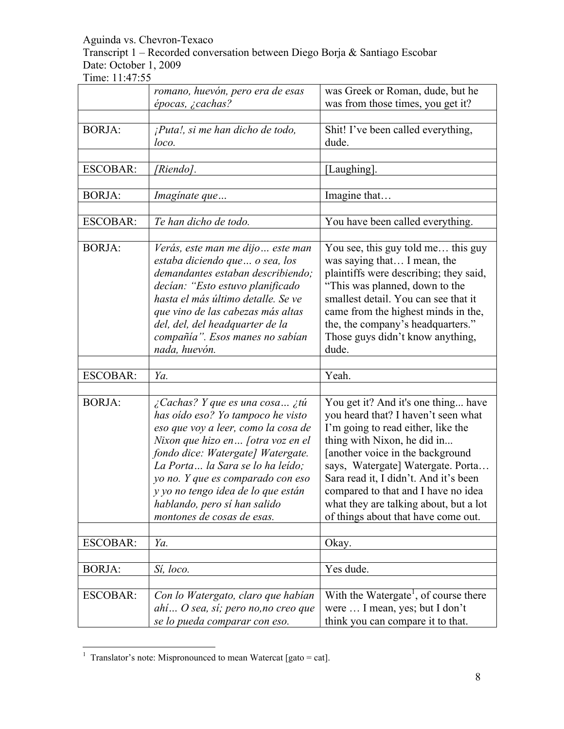| | | |
|---|---|---|
| | *romano, huevón, pero era de esas épocas, ¿cachas?* | was Greek or Roman, dude, but he was from those times, you get it? |
| | | |
| BORJA: | *¡Puta!, si me han dicho de todo, loco.* | Shit! I've been called everything, dude. |
| | | |
| ESCOBAR: | *[Riendo].* | [Laughing]. |
| | | |
| BORJA: | *Imagínate que…* | Imagine that… |
| | | |
| ESCOBAR: | *Te han dicho de todo.* | You have been called everything. |
| | | |
| BORJA: | *Verás, este man me dijo… este man estaba diciendo que… o sea, los demandantes estaban describiendo; decían: "Esto estuvo planificado hasta el más último detalle. Se ve que vino de las cabezas más altas del, del, del headquarter de la compañía". Esos manes no sabían nada, huevón.* | You see, this guy told me… this guy was saying that… I mean, the plaintiffs were describing; they said, "This was planned, down to the smallest detail. You can see that it came from the highest minds in the, the, the company's headquarters." Those guys didn't know anything, dude. |
| | | |
| ESCOBAR: | *Ya.* | Yeah. |
| | | |
| BORJA: | *¿Cachas? Y que es una cosa… ¿tú has oído eso? Yo tampoco he visto eso que voy a leer, como la cosa de Nixon que hizo en… [otra voz en el fondo dice: Watergate] Watergate. La Porta… la Sara se lo ha leído; yo no. Y que es comparado con eso y yo no tengo idea de lo que están hablando, pero sí han salido montones de cosas de esas.* | You get it? And it's one thing... have you heard that? I haven't seen what I'm going to read either, like the thing with Nixon, he did in... [another voice in the background says, Watergate] Watergate. Porta… Sara read it, I didn't. And it's been compared to that and I have no idea what they are talking about, but a lot of things about that have come out. |
| | | |
| ESCOBAR: | *Ya.* | Okay. |
| | | |
| BORJA: | *Sí, loco.* | Yes dude. |
| | | |
| ESCOBAR: | *Con lo Watergato, claro que habían ahí… O sea, sí; pero no,no creo que se lo pueda comparar con eso.* | With the Watergate[1], of course there were … I mean, yes; but I don't think you can compare it to that. |

[1] Translator's note: Mispronounced to mean Watercat [gato = cat].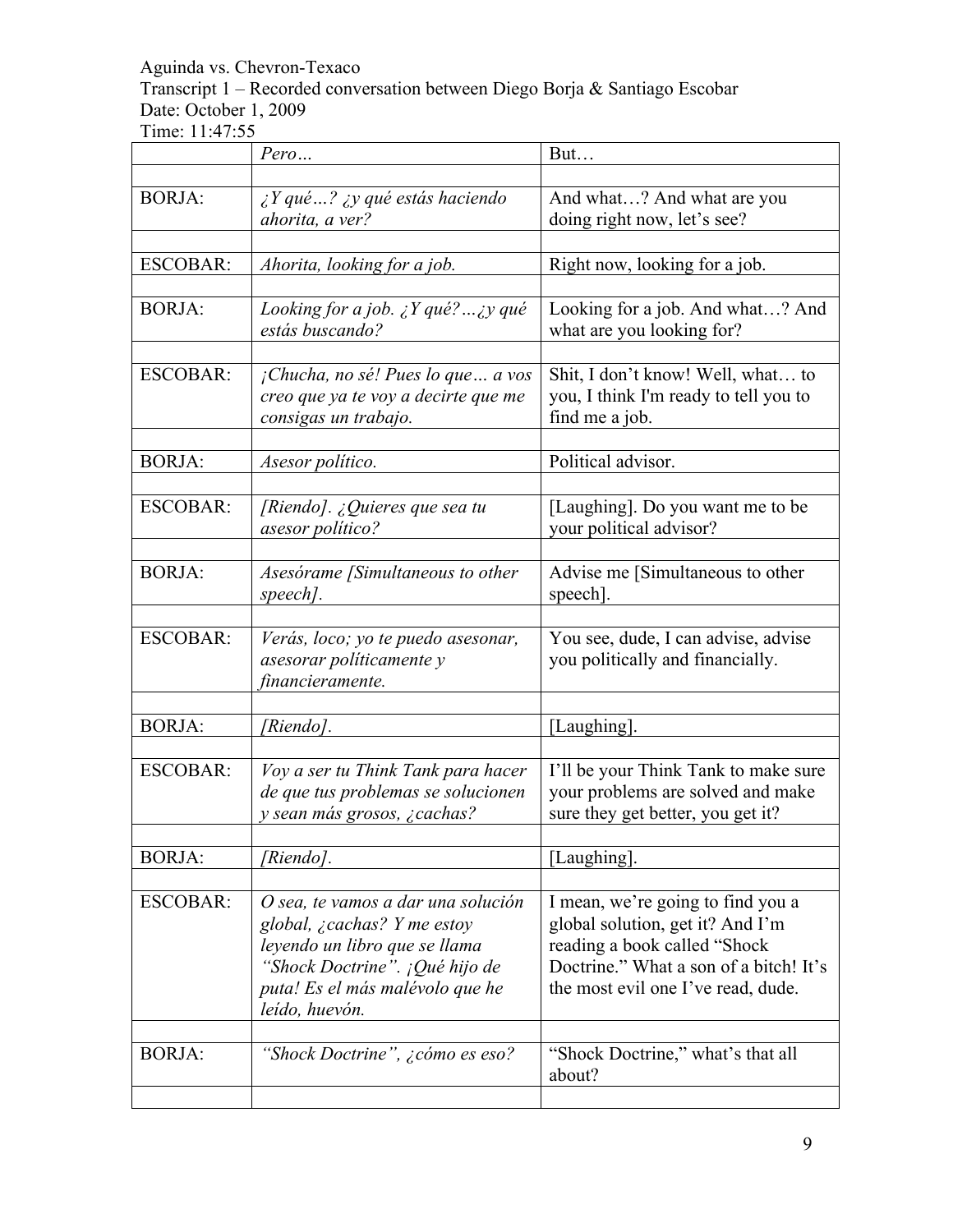Aguinda vs. Chevron-Texaco
Transcript 1 – Recorded conversation between Diego Borja & Santiago Escobar
Date: October 1, 2009
Time: 11:47:55

| | | |
|---|---|---|
| | *Pero…* | But… |
| | | |
| BORJA: | *¿Y qué…? ¿y qué estás haciendo ahorita, a ver?* | And what…? And what are you doing right now, let's see? |
| | | |
| ESCOBAR: | *Ahorita, looking for a job.* | Right now, looking for a job. |
| | | |
| BORJA: | *Looking for a job. ¿Y qué?…¿y qué estás buscando?* | Looking for a job. And what…? And what are you looking for? |
| | | |
| ESCOBAR: | *¡Chucha, no sé! Pues lo que… a vos creo que ya te voy a decirte que me consigas un trabajo.* | Shit, I don't know! Well, what… to you, I think I'm ready to tell you to find me a job. |
| | | |
| BORJA: | *Asesor político.* | Political advisor. |
| | | |
| ESCOBAR: | *[Riendo]. ¿Quieres que sea tu asesor político?* | [Laughing]. Do you want me to be your political advisor? |
| | | |
| BORJA: | *Asesórame [Simultaneous to other speech].* | Advise me [Simultaneous to other speech]. |
| | | |
| ESCOBAR: | *Verás, loco; yo te puedo asesonar, asesorar políticamente y financieramente.* | You see, dude, I can advise, advise you politically and financially. |
| | | |
| BORJA: | *[Riendo].* | [Laughing]. |
| | | |
| ESCOBAR: | *Voy a ser tu Think Tank para hacer de que tus problemas se solucionen y sean más grosos, ¿cachas?* | I'll be your Think Tank to make sure your problems are solved and make sure they get better, you get it? |
| | | |
| BORJA: | *[Riendo].* | [Laughing]. |
| | | |
| ESCOBAR: | *O sea, te vamos a dar una solución global, ¿cachas? Y me estoy leyendo un libro que se llama "Shock Doctrine". ¡Qué hijo de puta! Es el más malévolo que he leído, huevón.* | I mean, we're going to find you a global solution, get it? And I'm reading a book called "Shock Doctrine." What a son of a bitch! It's the most evil one I've read, dude. |
| | | |
| BORJA: | *"Shock Doctrine", ¿cómo es eso?* | "Shock Doctrine," what's that all about? |
| | | |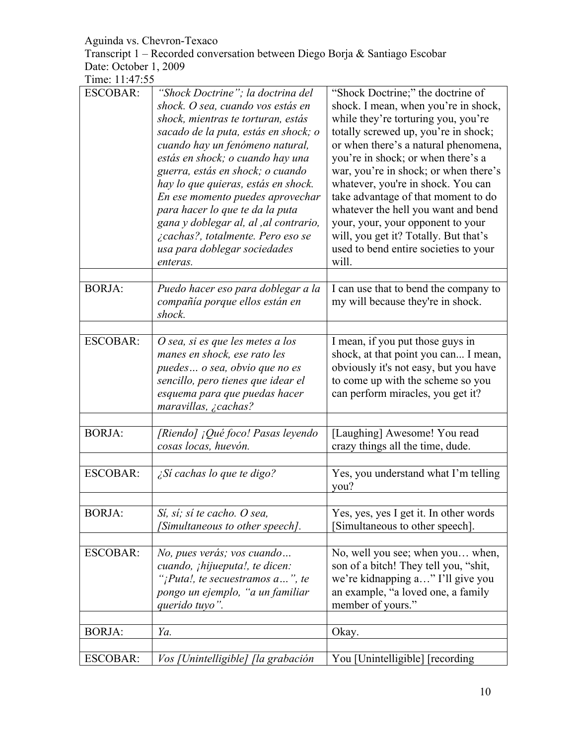Aguinda vs. Chevron-Texaco
Transcript 1 – Recorded conversation between Diego Borja & Santiago Escobar
Date: October 1, 2009
Time: 11:47:55

| | | |
|---|---|---|
| ESCOBAR: | *"Shock Doctrine"; la doctrina del shock. O sea, cuando vos estás en shock, mientras te torturan, estás sacado de la puta, estás en shock; o cuando hay un fenómeno natural, estás en shock; o cuando hay una guerra, estás en shock; o cuando hay lo que quieras, estás en shock. En ese momento puedes aprovechar para hacer lo que te da la puta gana y doblegar al, al ,al contrario, ¿cachas?, totalmente. Pero eso se usa para doblegar sociedades enteras.* | "Shock Doctrine;" the doctrine of shock. I mean, when you're in shock, while they're torturing you, you're totally screwed up, you're in shock; or when there's a natural phenomena, you're in shock; or when there's a war, you're in shock; or when there's whatever, you're in shock. You can take advantage of that moment to do whatever the hell you want and bend your, your, your opponent to your will, you get it? Totally. But that's used to bend entire societies to your will. |
| | | |
| BORJA: | *Puedo hacer eso para doblegar a la compañía porque ellos están en shock.* | I can use that to bend the company to my will because they're in shock. |
| | | |
| ESCOBAR: | *O sea, si es que les metes a los manes en shock, ese rato les puedes… o sea, obvio que no es sencillo, pero tienes que idear el esquema para que puedas hacer maravillas, ¿cachas?* | I mean, if you put those guys in shock, at that point you can... I mean, obviously it's not easy, but you have to come up with the scheme so you can perform miracles, you get it? |
| | | |
| BORJA: | *[Riendo] ¡Qué foco! Pasas leyendo cosas locas, huevón.* | [Laughing] Awesome! You read crazy things all the time, dude. |
| | | |
| ESCOBAR: | *¿Sí cachas lo que te digo?* | Yes, you understand what I'm telling you? |
| | | |
| BORJA: | *Sí, sí; sí te cacho. O sea, [Simultaneous to other speech].* | Yes, yes, yes I get it. In other words [Simultaneous to other speech]. |
| | | |
| ESCOBAR: | *No, pues verás; vos cuando… cuando, ¡hijueputa!, te dicen: "¡Puta!, te secuestramos a…", te pongo un ejemplo, "a un familiar querido tuyo".* | No, well you see; when you… when, son of a bitch! They tell you, "shit, we're kidnapping a…" I'll give you an example, "a loved one, a family member of yours." |
| | | |
| BORJA: | *Ya.* | Okay. |
| | | |
| ESCOBAR: | *Vos [Unintelligible] [la grabación* | You [Unintelligible] [recording |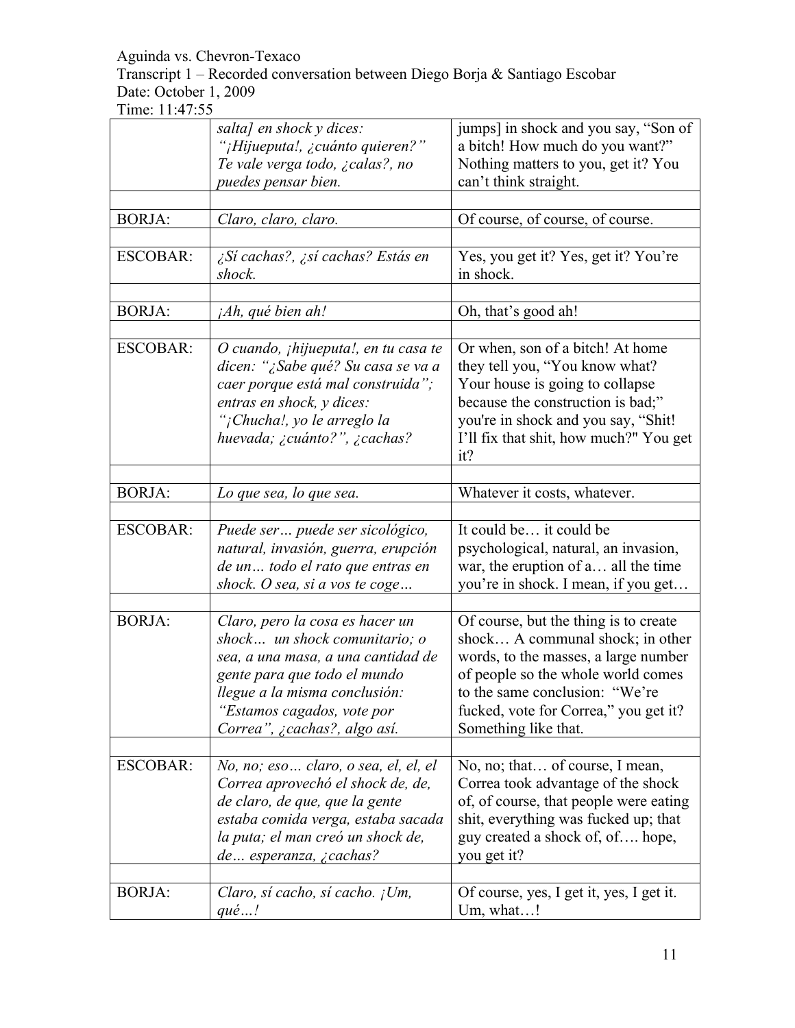Aguinda vs. Chevron-Texaco
Transcript 1 – Recorded conversation between Diego Borja & Santiago Escobar
Date: October 1, 2009
Time: 11:47:55

| | | |
|---|---|---|
| | *salta] en shock y dices: "¡Hijueputa!, ¿cuánto quieren?" Te vale verga todo, ¿calas?, no puedes pensar bien.* | jumps] in shock and you say, "Son of a bitch! How much do you want?" Nothing matters to you, get it? You can't think straight. |
| | | |
| BORJA: | *Claro, claro, claro.* | Of course, of course, of course. |
| | | |
| ESCOBAR: | *¿Sí cachas?, ¿sí cachas? Estás en shock.* | Yes, you get it? Yes, get it? You're in shock. |
| | | |
| BORJA: | *¡Ah, qué bien ah!* | Oh, that's good ah! |
| | | |
| ESCOBAR: | *O cuando, ¡hijueputa!, en tu casa te dicen: "¿Sabe qué? Su casa se va a caer porque está mal construida"; entras en shock, y dices: "¡Chucha!, yo le arreglo la huevada; ¿cuánto?", ¿cachas?* | Or when, son of a bitch! At home they tell you, "You know what? Your house is going to collapse because the construction is bad;" you're in shock and you say, "Shit! I'll fix that shit, how much?" You get it? |
| | | |
| BORJA: | *Lo que sea, lo que sea.* | Whatever it costs, whatever. |
| | | |
| ESCOBAR: | *Puede ser… puede ser sicológico, natural, invasión, guerra, erupción de un… todo el rato que entras en shock. O sea, si a vos te coge…* | It could be… it could be psychological, natural, an invasion, war, the eruption of a… all the time you're in shock. I mean, if you get… |
| | | |
| BORJA: | *Claro, pero la cosa es hacer un shock… un shock comunitario; o sea, a una masa, a una cantidad de gente para que todo el mundo llegue a la misma conclusión: "Estamos cagados, vote por Correa", ¿cachas?, algo así.* | Of course, but the thing is to create shock… A communal shock; in other words, to the masses, a large number of people so the whole world comes to the same conclusion: "We're fucked, vote for Correa," you get it? Something like that. |
| | | |
| ESCOBAR: | *No, no; eso… claro, o sea, el, el, el Correa aprovechó el shock de, de, de claro, de que, que la gente estaba comida verga, estaba sacada la puta; el man creó un shock de, de… esperanza, ¿cachas?* | No, no; that… of course, I mean, Correa took advantage of the shock of, of course, that people were eating shit, everything was fucked up; that guy created a shock of, of…. hope, you get it? |
| | | |
| BORJA: | *Claro, sí cacho, sí cacho. ¡Um, qué…!* | Of course, yes, I get it, yes, I get it. Um, what…! |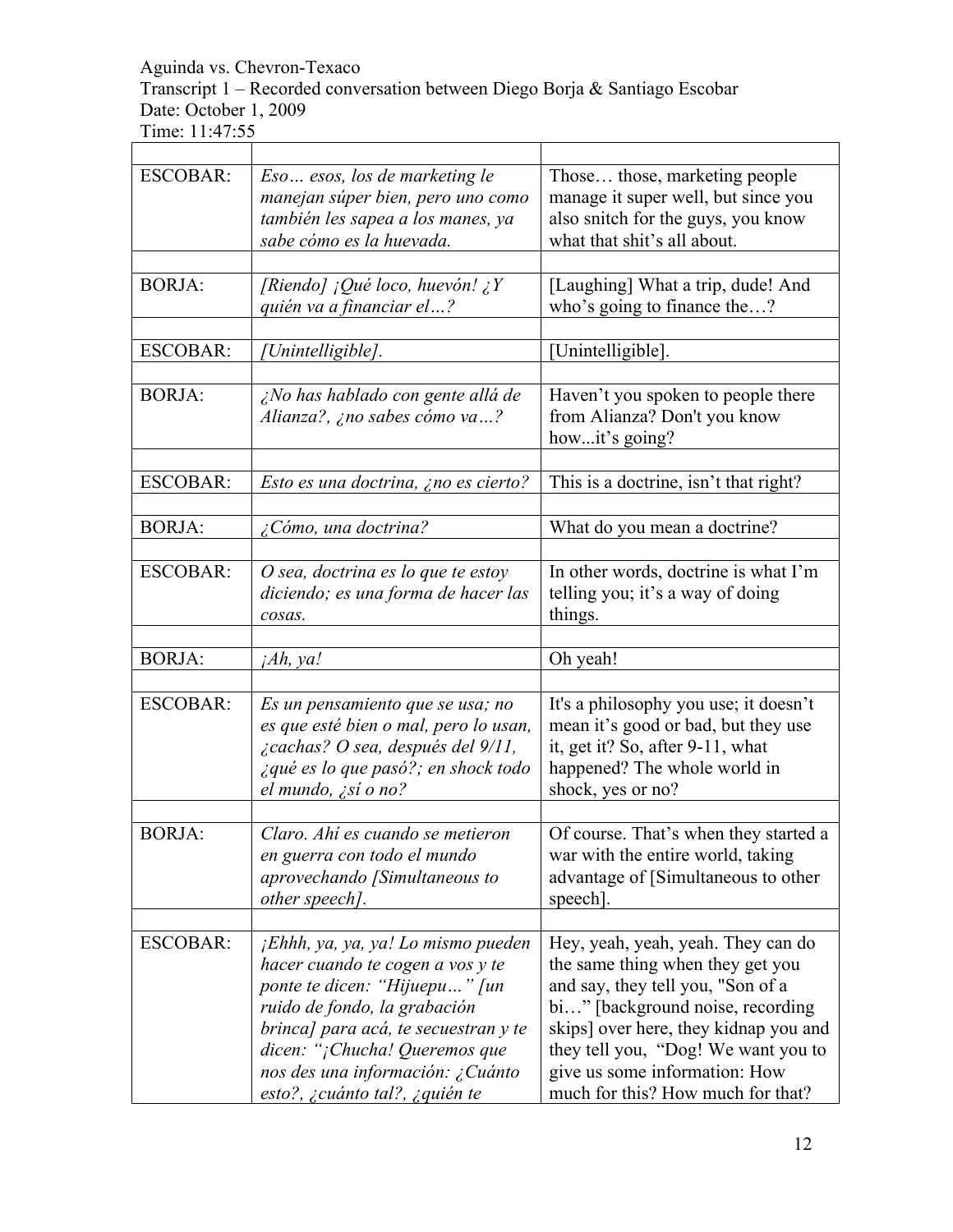Aguinda vs. Chevron-Texaco
Transcript 1 – Recorded conversation between Diego Borja & Santiago Escobar
Date: October 1, 2009
Time: 11:47:55

| | | |
|---|---|---|
| ESCOBAR: | *Eso… esos, los de marketing le manejan súper bien, pero uno como también les sapea a los manes, ya sabe cómo es la huevada.* | Those… those, marketing people manage it super well, but since you also snitch for the guys, you know what that shit's all about. |
| | | |
| BORJA: | *[Riendo] ¡Qué loco, huevón! ¿Y quién va a financiar el…?* | [Laughing] What a trip, dude! And who's going to finance the…? |
| | | |
| ESCOBAR: | *[Unintelligible].* | [Unintelligible]. |
| | | |
| BORJA: | *¿No has hablado con gente allá de Alianza?, ¿no sabes cómo va…?* | Haven't you spoken to people there from Alianza? Don't you know how...it's going? |
| | | |
| ESCOBAR: | *Esto es una doctrina, ¿no es cierto?* | This is a doctrine, isn't that right? |
| | | |
| BORJA: | *¿Cómo, una doctrina?* | What do you mean a doctrine? |
| | | |
| ESCOBAR: | *O sea, doctrina es lo que te estoy diciendo; es una forma de hacer las cosas.* | In other words, doctrine is what I'm telling you; it's a way of doing things. |
| | | |
| BORJA: | *¡Ah, ya!* | Oh yeah! |
| | | |
| ESCOBAR: | *Es un pensamiento que se usa; no es que esté bien o mal, pero lo usan, ¿cachas? O sea, después del 9/11, ¿qué es lo que pasó?; en shock todo el mundo, ¿sí o no?* | It's a philosophy you use; it doesn't mean it's good or bad, but they use it, get it? So, after 9-11, what happened? The whole world in shock, yes or no? |
| | | |
| BORJA: | *Claro. Ahí es cuando se metieron en guerra con todo el mundo aprovechando [Simultaneous to other speech].* | Of course. That's when they started a war with the entire world, taking advantage of [Simultaneous to other speech]. |
| | | |
| ESCOBAR: | *¡Ehhh, ya, ya, ya! Lo mismo pueden hacer cuando te cogen a vos y te ponte te dicen: "Hijuepu…" [un ruido de fondo, la grabación brinca] para acá, te secuestran y te dicen: "¡Chucha! Queremos que nos des una información: ¿Cuánto esto?, ¿cuánto tal?, ¿quién te* | Hey, yeah, yeah, yeah. They can do the same thing when they get you and say, they tell you, "Son of a bi…" [background noise, recording skips] over here, they kidnap you and they tell you, "Dog! We want you to give us some information: How much for this? How much for that? |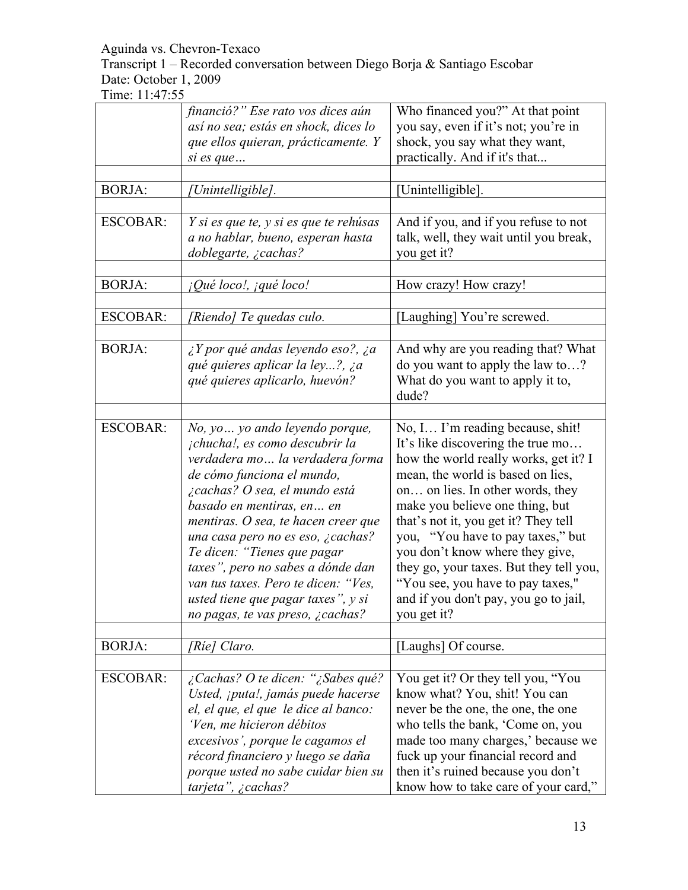Aguinda vs. Chevron-Texaco
Transcript 1 – Recorded conversation between Diego Borja & Santiago Escobar
Date: October 1, 2009
Time: 11:47:55

| | | |
|---|---|---|
| | *financió?" Ese rato vos dices aún así no sea; estás en shock, dices lo que ellos quieran, prácticamente. Y si es que…* | Who financed you?" At that point you say, even if it's not; you're in shock, you say what they want, practically. And if it's that... |
| | | |
| BORJA: | *[Unintelligible].* | [Unintelligible]. |
| | | |
| ESCOBAR: | *Y si es que te, y si es que te rehúsas a no hablar, bueno, esperan hasta doblegarte, ¿cachas?* | And if you, and if you refuse to not talk, well, they wait until you break, you get it? |
| | | |
| BORJA: | *¡Qué loco!, ¡qué loco!* | How crazy! How crazy! |
| | | |
| ESCOBAR: | *[Riendo] Te quedas culo.* | [Laughing] You're screwed. |
| | | |
| BORJA: | *¿Y por qué andas leyendo eso?, ¿a qué quieres aplicar la ley...?, ¿a qué quieres aplicarlo, huevón?* | And why are you reading that? What do you want to apply the law to…? What do you want to apply it to, dude? |
| | | |
| ESCOBAR: | *No, yo… yo ando leyendo porque, ¡chucha!, es como descubrir la verdadera mo… la verdadera forma de cómo funciona el mundo, ¿cachas? O sea, el mundo está basado en mentiras, en… en mentiras. O sea, te hacen creer que una casa pero no es eso, ¿cachas? Te dicen: "Tienes que pagar taxes", pero no sabes a dónde dan van tus taxes. Pero te dicen: "Ves, usted tiene que pagar taxes", y si no pagas, te vas preso, ¿cachas?* | No, I… I'm reading because, shit! It's like discovering the true mo… how the world really works, get it? I mean, the world is based on lies, on… on lies. In other words, they make you believe one thing, but that's not it, you get it? They tell you, "You have to pay taxes," but you don't know where they give, they go, your taxes. But they tell you, "You see, you have to pay taxes," and if you don't pay, you go to jail, you get it? |
| | | |
| BORJA: | *[Ríe] Claro.* | [Laughs] Of course. |
| | | |
| ESCOBAR: | *¿Cachas? O te dicen: "¿Sabes qué? Usted, ¡puta!, jamás puede hacerse el, el que, el que le dice al banco: 'Ven, me hicieron débitos excesivos', porque le cagamos el récord financiero y luego se daña porque usted no sabe cuidar bien su tarjeta", ¿cachas?* | You get it? Or they tell you, "You know what? You, shit! You can never be the one, the one, the one who tells the bank, 'Come on, you made too many charges,' because we fuck up your financial record and then it's ruined because you don't know how to take care of your card," |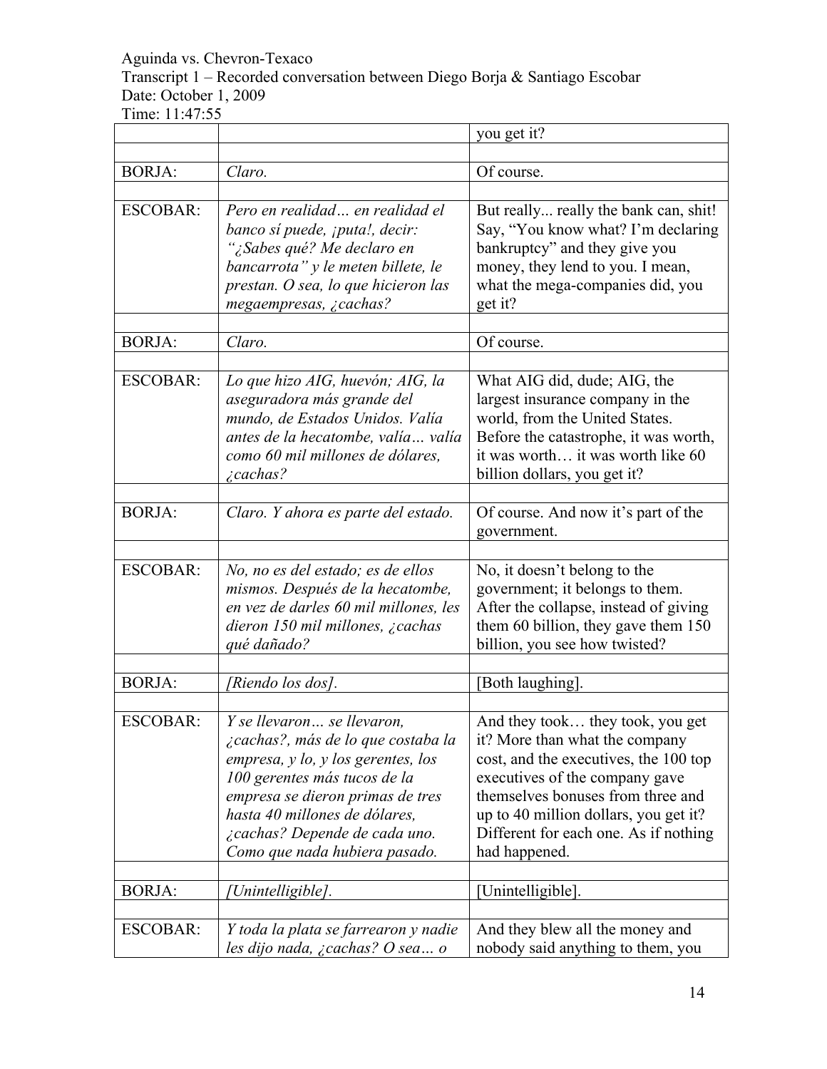| | | you get it? |
|---|---|---|
| | | |
| BORJA: | *Claro.* | Of course. |
| | | |
| ESCOBAR: | *Pero en realidad… en realidad el banco sí puede, ¡puta!, decir: "¿Sabes qué? Me declaro en bancarrota" y le meten billete, le prestan. O sea, lo que hicieron las megaempresas, ¿cachas?* | But really... really the bank can, shit! Say, "You know what? I'm declaring bankruptcy" and they give you money, they lend to you. I mean, what the mega-companies did, you get it? |
| | | |
| BORJA: | *Claro.* | Of course. |
| | | |
| ESCOBAR: | *Lo que hizo AIG, huevón; AIG, la aseguradora más grande del mundo, de Estados Unidos. Valía antes de la hecatombe, valía… valía como 60 mil millones de dólares, ¿cachas?* | What AIG did, dude; AIG, the largest insurance company in the world, from the United States. Before the catastrophe, it was worth, it was worth… it was worth like 60 billion dollars, you get it? |
| | | |
| BORJA: | *Claro. Y ahora es parte del estado.* | Of course. And now it's part of the government. |
| | | |
| ESCOBAR: | *No, no es del estado; es de ellos mismos. Después de la hecatombe, en vez de darles 60 mil millones, les dieron 150 mil millones, ¿cachas qué dañado?* | No, it doesn't belong to the government; it belongs to them. After the collapse, instead of giving them 60 billion, they gave them 150 billion, you see how twisted? |
| | | |
| BORJA: | *[Riendo los dos].* | [Both laughing]. |
| | | |
| ESCOBAR: | *Y se llevaron… se llevaron, ¿cachas?, más de lo que costaba la empresa, y lo, y los gerentes, los 100 gerentes más tucos de la empresa se dieron primas de tres hasta 40 millones de dólares, ¿cachas? Depende de cada uno. Como que nada hubiera pasado.* | And they took… they took, you get it? More than what the company cost, and the executives, the 100 top executives of the company gave themselves bonuses from three and up to 40 million dollars, you get it? Different for each one. As if nothing had happened. |
| | | |
| BORJA: | *[Unintelligible].* | [Unintelligible]. |
| | | |
| ESCOBAR: | *Y toda la plata se farrearon y nadie les dijo nada, ¿cachas? O sea… o* | And they blew all the money and nobody said anything to them, you |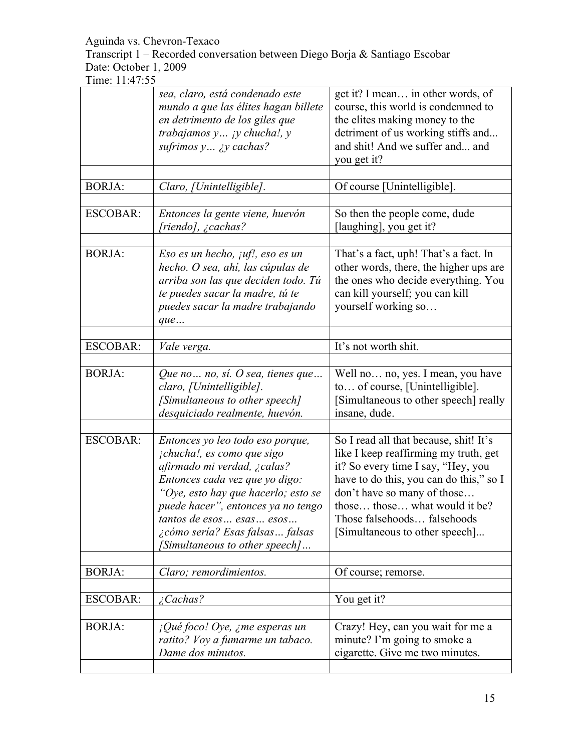| | | |
|---|---|---|
| | *sea, claro, está condenado este mundo a que las élites hagan billete en detrimento de los giles que trabajamos y… ¡y chucha!, y sufrimos y… ¿y cachas?* | get it? I mean… in other words, of course, this world is condemned to the elites making money to the detriment of us working stiffs and... and shit! And we suffer and... and you get it? |
| | | |
| BORJA: | *Claro, [Unintelligible].* | Of course [Unintelligible]. |
| | | |
| ESCOBAR: | *Entonces la gente viene, huevón [riendo], ¿cachas?* | So then the people come, dude [laughing], you get it? |
| | | |
| BORJA: | *Eso es un hecho, ¡uf!, eso es un hecho. O sea, ahí, las cúpulas de arriba son las que deciden todo. Tú te puedes sacar la madre, tú te puedes sacar la madre trabajando que…* | That's a fact, uph! That's a fact. In other words, there, the higher ups are the ones who decide everything. You can kill yourself; you can kill yourself working so… |
| | | |
| ESCOBAR: | *Vale verga.* | It's not worth shit. |
| | | |
| BORJA: | *Que no… no, sí. O sea, tienes que… claro, [Unintelligible]. [Simultaneous to other speech] desquiciado realmente, huevón.* | Well no… no, yes. I mean, you have to… of course, [Unintelligible]. [Simultaneous to other speech] really insane, dude. |
| | | |
| ESCOBAR: | *Entonces yo leo todo eso porque, ¡chucha!, es como que sigo afirmado mi verdad, ¿calas? Entonces cada vez que yo digo: "Oye, esto hay que hacerlo; esto se puede hacer", entonces ya no tengo tantos de esos… esas… esos… ¿cómo sería? Esas falsas… falsas [Simultaneous to other speech]…* | So I read all that because, shit! It's like I keep reaffirming my truth, get it? So every time I say, "Hey, you have to do this, you can do this," so I don't have so many of those… those… those… what would it be? Those falsehoods… falsehoods [Simultaneous to other speech]... |
| | | |
| BORJA: | *Claro; remordimientos.* | Of course; remorse. |
| | | |
| ESCOBAR: | *¿Cachas?* | You get it? |
| | | |
| BORJA: | *¡Qué foco! Oye, ¿me esperas un ratito? Voy a fumarme un tabaco. Dame dos minutos.* | Crazy! Hey, can you wait for me a minute? I'm going to smoke a cigarette. Give me two minutes. |
| | | |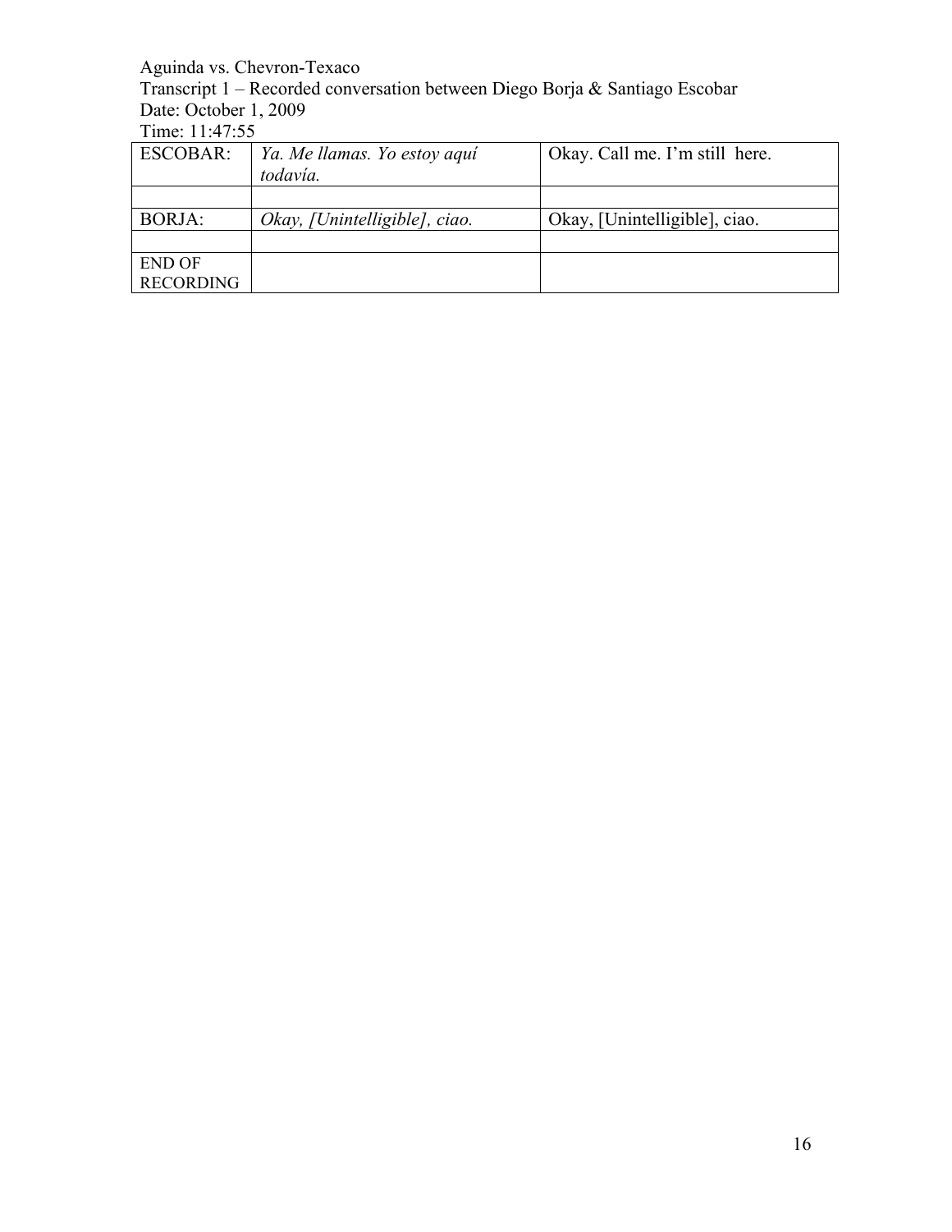Aguinda vs. Chevron-Texaco
Transcript 1 – Recorded conversation between Diego Borja & Santiago Escobar
Date: October 1, 2009
Time: 11:47:55

| | | |
|---|---|---|
| ESCOBAR: | *Ya. Me llamas. Yo estoy aquí todavía.* | Okay. Call me. I'm still here. |
| | | |
| BORJA: | *Okay, [Unintelligible], ciao.* | Okay, [Unintelligible], ciao. |
| | | |
| END OF RECORDING | | |